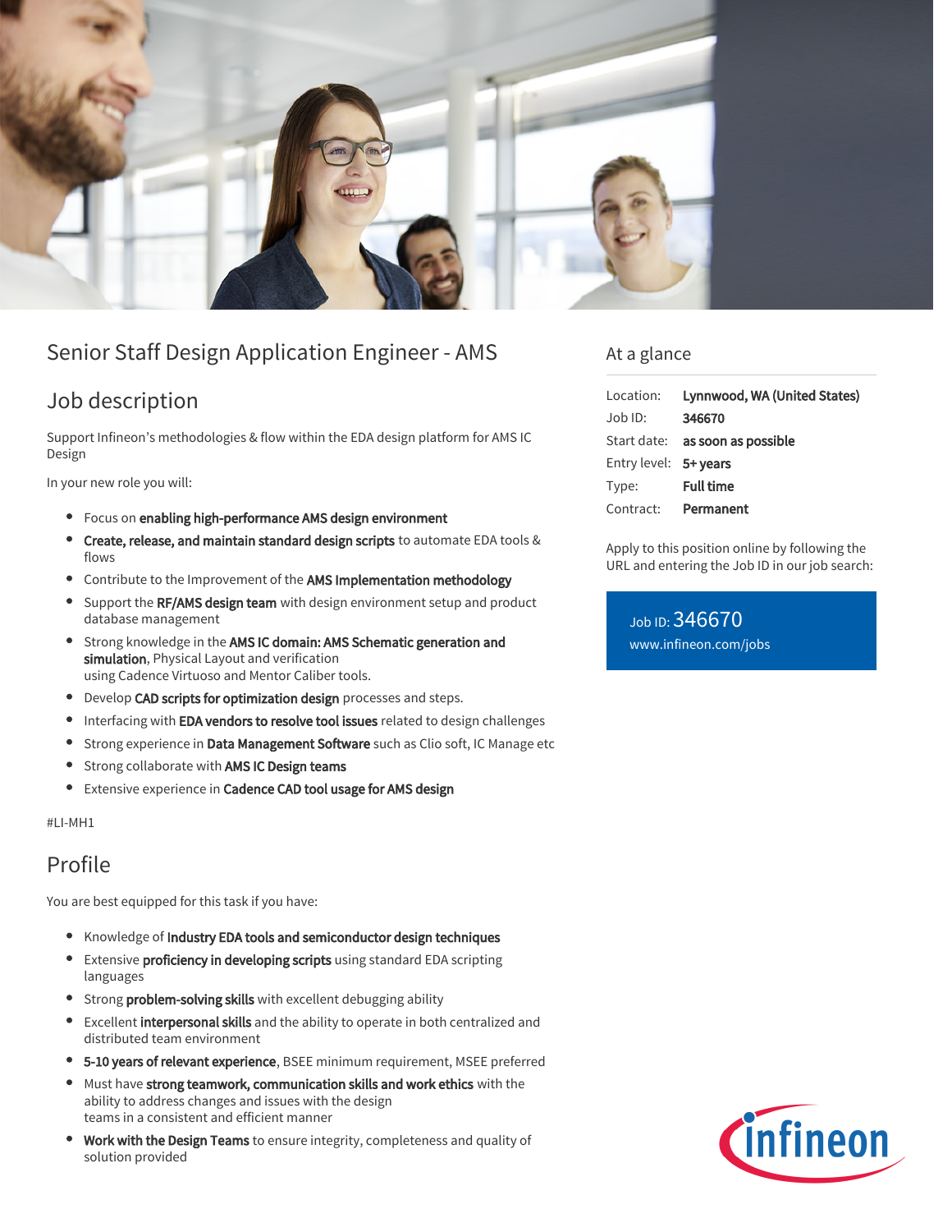# Senior Staff Design Application Engineer - AMS

## Job description

Support Infineon's methodologies & flow within the EDA design platform for AMS IC Design

In your new role you will:

- Focus on **enabling high-performance AMS design environment**
- **Create, release, and maintain standard design scripts** to automate EDA tools & flows
- Contribute to the Improvement of the **AMS Implementation methodology**
- Support the **RF/AMS design team** with design environment setup and product database management
- Strong knowledge in the **AMS IC domain: AMS Schematic generation and simulation**, Physical Layout and verification using Cadence Virtuoso and Mentor Caliber tools.
- Develop **CAD scripts for optimization design** processes and steps.
- Interfacing with **EDA vendors to resolve tool issues** related to design challenges
- Strong experience in **Data Management Software** such as Clio soft, IC Manage etc
- Strong collaborate with **AMS IC Design teams**
- Extensive experience in **Cadence CAD tool usage for AMS design**

#LI-MH1

## Profile

You are best equipped for this task if you have:

- Knowledge of **Industry EDA tools and semiconductor design techniques**
- Extensive **proficiency in developing scripts** using standard EDA scripting languages
- Strong **problem-solving skills** with excellent debugging ability
- Excellent **interpersonal skills** and the ability to operate in both centralized and distributed team environment
- **5-10 years of relevant experience**, BSEE minimum requirement, MSEE preferred
- Must have **strong teamwork, communication skills and work ethics** with the ability to address changes and issues with the design teams in a consistent and efficient manner
- **Work with the Design Teams** to ensure integrity, completeness and quality of solution provided

## At a glance

| | |
|---|---|
| Location: | **Lynnwood, WA (United States)** |
| Job ID: | **346670** |
| Start date: | **as soon as possible** |
| Entry level: | **5+ years** |
| Type: | **Full time** |
| Contract: | **Permanent** |

Apply to this position online by following the URL and entering the Job ID in our job search:

Job ID: 346670
www.infineon.com/jobs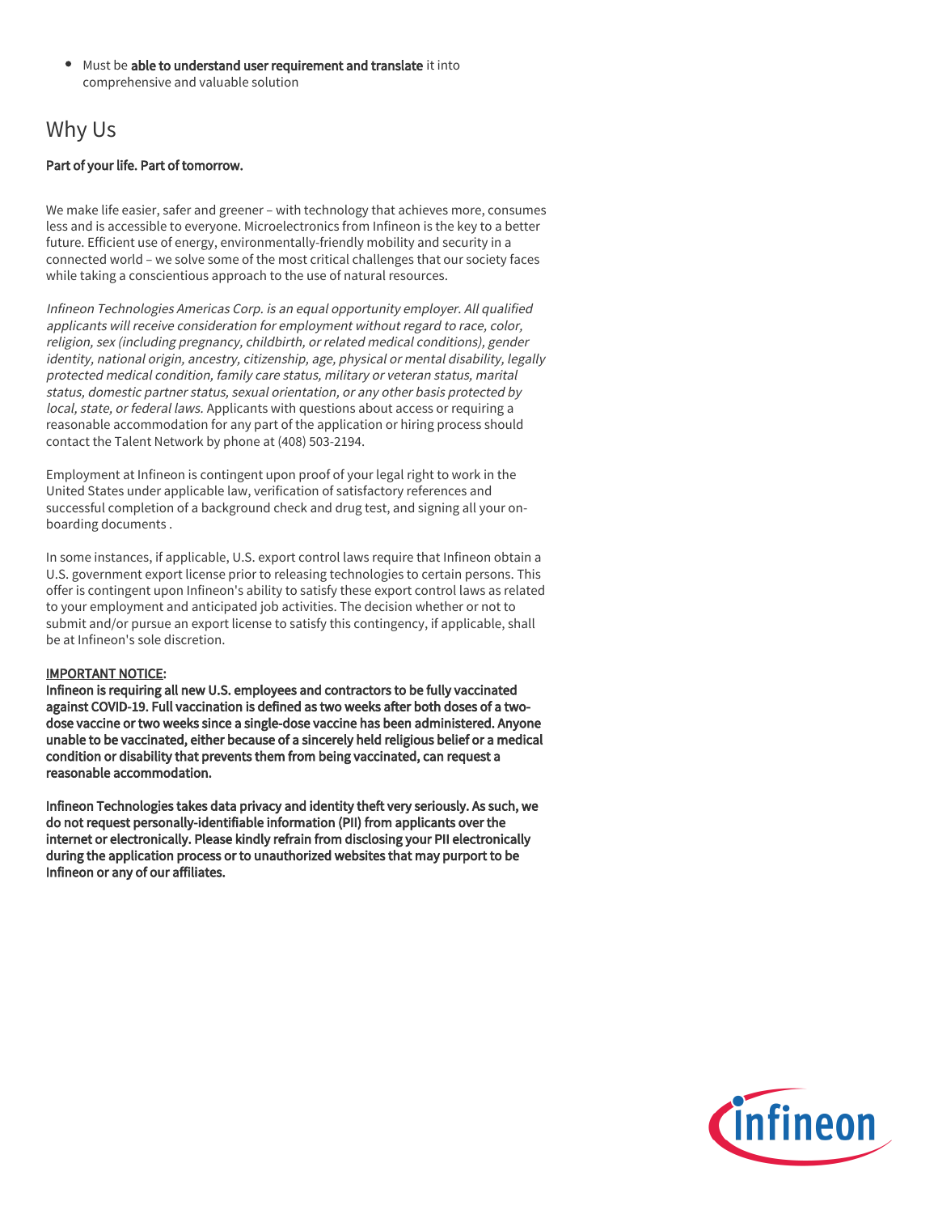- Must be **able to understand user requirement and translate** it into comprehensive and valuable solution

## Why Us

**Part of your life. Part of tomorrow.**

We make life easier, safer and greener – with technology that achieves more, consumes less and is accessible to everyone. Microelectronics from Infineon is the key to a better future. Efficient use of energy, environmentally-friendly mobility and security in a connected world – we solve some of the most critical challenges that our society faces while taking a conscientious approach to the use of natural resources.

*Infineon Technologies Americas Corp. is an equal opportunity employer. All qualified applicants will receive consideration for employment without regard to race, color, religion, sex (including pregnancy, childbirth, or related medical conditions), gender identity, national origin, ancestry, citizenship, age, physical or mental disability, legally protected medical condition, family care status, military or veteran status, marital status, domestic partner status, sexual orientation, or any other basis protected by local, state, or federal laws.* Applicants with questions about access or requiring a reasonable accommodation for any part of the application or hiring process should contact the Talent Network by phone at (408) 503-2194.

Employment at Infineon is contingent upon proof of your legal right to work in the United States under applicable law, verification of satisfactory references and successful completion of a background check and drug test, and signing all your on-boarding documents .

In some instances, if applicable, U.S. export control laws require that Infineon obtain a U.S. government export license prior to releasing technologies to certain persons. This offer is contingent upon Infineon's ability to satisfy these export control laws as related to your employment and anticipated job activities. The decision whether or not to submit and/or pursue an export license to satisfy this contingency, if applicable, shall be at Infineon's sole discretion.

**IMPORTANT NOTICE:**
**Infineon is requiring all new U.S. employees and contractors to be fully vaccinated against COVID-19. Full vaccination is defined as two weeks after both doses of a two-dose vaccine or two weeks since a single-dose vaccine has been administered. Anyone unable to be vaccinated, either because of a sincerely held religious belief or a medical condition or disability that prevents them from being vaccinated, can request a reasonable accommodation.**

**Infineon Technologies takes data privacy and identity theft very seriously. As such, we do not request personally-identifiable information (PII) from applicants over the internet or electronically. Please kindly refrain from disclosing your PII electronically during the application process or to unauthorized websites that may purport to be Infineon or any of our affiliates.**